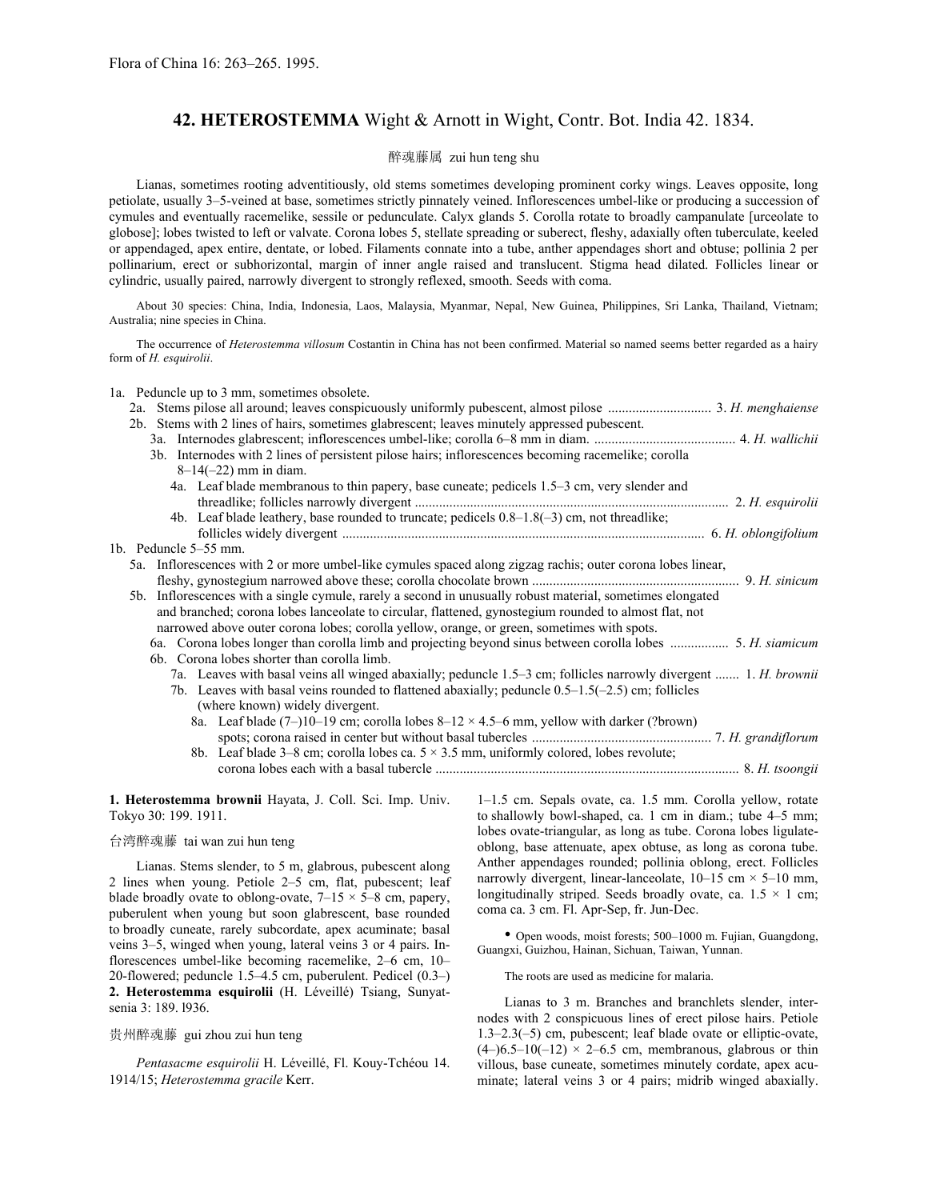Flora of China 16: 263–265. 1995.

# 42. HETEROSTEMMA Wight & Arnott in Wight, Contr. Bot. India 42. 1834.

醉魂藤属 zui hun teng shu

Lianas, sometimes rooting adventitiously, old stems sometimes developing prominent corky wings. Leaves opposite, long petiolate, usually 3–5-veined at base, sometimes strictly pinnately veined. Inflorescences umbel-like or producing a succession of cymules and eventually racemelike, sessile or pedunculate. Calyx glands 5. Corolla rotate to broadly campanulate [urceolate to globose]; lobes twisted to left or valvate. Corona lobes 5, stellate spreading or suberect, fleshy, adaxially often tuberculate, keeled or appendaged, apex entire, dentate, or lobed. Filaments connate into a tube, anther appendages short and obtuse; pollinia 2 per pollinarium, erect or subhorizontal, margin of inner angle raised and translucent. Stigma head dilated. Follicles linear or cylindric, usually paired, narrowly divergent to strongly reflexed, smooth. Seeds with coma.

About 30 species: China, India, Indonesia, Laos, Malaysia, Myanmar, Nepal, New Guinea, Philippines, Sri Lanka, Thailand, Vietnam; Australia; nine species in China.

The occurrence of *Heterostemma villosum* Costantin in China has not been confirmed. Material so named seems better regarded as a hairy form of *H. esquirolii*.

1a. Peduncle up to 3 mm, sometimes obsolete.
- 2a. Stems pilose all around; leaves conspicuously uniformly pubescent, almost pilose .............................. 3. *H. menghaiense*
- 2b. Stems with 2 lines of hairs, sometimes glabrescent; leaves minutely appressed pubescent.
  - 3a. Internodes glabrescent; inflorescences umbel-like; corolla 6–8 mm in diam. ......................................... 4. *H. wallichii*
  - 3b. Internodes with 2 lines of persistent pilose hairs; inflorescences becoming racemelike; corolla 8–14(–22) mm in diam.
    - 4a. Leaf blade membranous to thin papery, base cuneate; pedicels 1.5–3 cm, very slender and threadlike; follicles narrowly divergent .......................................................................................... 2. *H. esquirolii*
    - 4b. Leaf blade leathery, base rounded to truncate; pedicels 0.8–1.8(–3) cm, not threadlike; follicles widely divergent ........................................................................................................ 6. *H. oblongifolium*

1b. Peduncle 5–55 mm.
- 5a. Inflorescences with 2 or more umbel-like cymules spaced along zigzag rachis; outer corona lobes linear, fleshy, gynostegium narrowed above these; corolla chocolate brown ........................................................... 9. *H. sinicum*
- 5b. Inflorescences with a single cymule, rarely a second in unusually robust material, sometimes elongated and branched; corona lobes lanceolate to circular, flattened, gynostegium rounded to almost flat, not narrowed above outer corona lobes; corolla yellow, orange, or green, sometimes with spots.
  - 6a. Corona lobes longer than corolla limb and projecting beyond sinus between corolla lobes ................. 5. *H. siamicum*
  - 6b. Corona lobes shorter than corolla limb.
    - 7a. Leaves with basal veins all winged abaxially; peduncle 1.5–3 cm; follicles narrowly divergent ....... 1. *H. brownii*
    - 7b. Leaves with basal veins rounded to flattened abaxially; peduncle 0.5–1.5(–2.5) cm; follicles (where known) widely divergent.
      - 8a. Leaf blade (7–)10–19 cm; corolla lobes 8–12 × 4.5–6 mm, yellow with darker (?brown) spots; corona raised in center but without basal tubercles .................................................... 7. *H. grandiflorum*
      - 8b. Leaf blade 3–8 cm; corolla lobes ca. 5 × 3.5 mm, uniformly colored, lobes revolute; corona lobes each with a basal tubercle ....................................................................................... 8. *H. tsoongii*

**1. Heterostemma brownii** Hayata, J. Coll. Sci. Imp. Univ. Tokyo 30: 199. 1911.

台湾醉魂藤 tai wan zui hun teng

Lianas. Stems slender, to 5 m, glabrous, pubescent along 2 lines when young. Petiole 2–5 cm, flat, pubescent; leaf blade broadly ovate to oblong-ovate, 7–15 × 5–8 cm, papery, puberulent when young but soon glabrescent, base rounded to broadly cuneate, rarely subcordate, apex acuminate; basal veins 3–5, winged when young, lateral veins 3 or 4 pairs. Inflorescences umbel-like becoming racemelike, 2–6 cm, 10–20-flowered; peduncle 1.5–4.5 cm, puberulent. Pedicel (0.3–)1–1.5 cm. Sepals ovate, ca. 1.5 mm. Corolla yellow, rotate to shallowly bowl-shaped, ca. 1 cm in diam.; tube 4–5 mm; lobes ovate-triangular, as long as tube. Corona lobes ligulate-oblong, base attenuate, apex obtuse, as long as corona tube. Anther appendages rounded; pollinia oblong, erect. Follicles narrowly divergent, linear-lanceolate, 10–15 cm × 5–10 mm, longitudinally striped. Seeds broadly ovate, ca. 1.5 × 1 cm; coma ca. 3 cm. Fl. Apr-Sep, fr. Jun-Dec.

• Open woods, moist forests; 500–1000 m. Fujian, Guangdong, Guangxi, Guizhou, Hainan, Sichuan, Taiwan, Yunnan.

The roots are used as medicine for malaria.

**2. Heterostemma esquirolii** (H. Léveillé) Tsiang, Sunyatsenia 3: 189. l936.

贵州醉魂藤 gui zhou zui hun teng

*Pentasacme esquirolii* H. Léveillé, Fl. Kouy-Tchéou 14. 1914/15; *Heterostemma gracile* Kerr.

Lianas to 3 m. Branches and branchlets slender, internodes with 2 conspicuous lines of erect pilose hairs. Petiole 1.3–2.3(–5) cm, pubescent; leaf blade ovate or elliptic-ovate, (4–)6.5–10(–12) × 2–6.5 cm, membranous, glabrous or thin villous, base cuneate, sometimes minutely cordate, apex acuminate; lateral veins 3 or 4 pairs; midrib winged abaxially.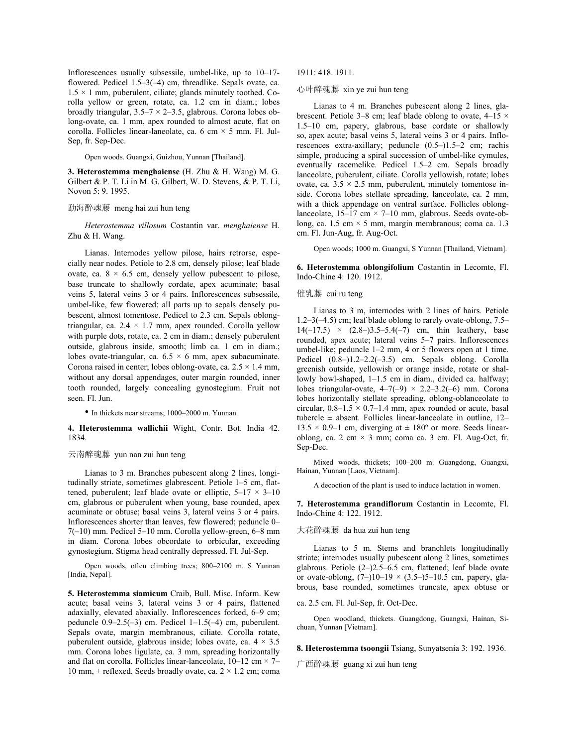Inflorescences usually subsessile, umbel-like, up to 10–17-flowered. Pedicel 1.5–3(–4) cm, threadlike. Sepals ovate, ca. 1.5 × 1 mm, puberulent, ciliate; glands minutely toothed. Corolla yellow or green, rotate, ca. 1.2 cm in diam.; lobes broadly triangular, 3.5–7 × 2–3.5, glabrous. Corona lobes oblong-ovate, ca. 1 mm, apex rounded to almost acute, flat on corolla. Follicles linear-laneolate, ca. 6 cm × 5 mm. Fl. Jul-Sep, fr. Sep-Dec.

Open woods. Guangxi, Guizhou, Yunnan [Thailand].

**3. Heterostemma menghaiense** (H. Zhu & H. Wang) M. G. Gilbert & P. T. Li in M. G. Gilbert, W. D. Stevens, & P. T. Li, Novon 5: 9. 1995.

勐海醉魂藤 meng hai zui hun teng

*Heterostemma villosum* Costantin var. *menghaiense* H. Zhu & H. Wang.

Lianas. Internodes yellow pilose, hairs retrorse, especially near nodes. Petiole to 2.8 cm, densely pilose; leaf blade ovate, ca. 8 × 6.5 cm, densely yellow pubescent to pilose, base truncate to shallowly cordate, apex acuminate; basal veins 5, lateral veins 3 or 4 pairs. Inflorescences subsessile, umbel-like, few flowered; all parts up to sepals densely pubescent, almost tomentose. Pedicel to 2.3 cm. Sepals oblong-triangular, ca. 2.4 × 1.7 mm, apex rounded. Corolla yellow with purple dots, rotate, ca. 2 cm in diam.; densely puberulent outside, glabrous inside, smooth; limb ca. 1 cm in diam.; lobes ovate-triangular, ca. 6.5 × 6 mm, apex subacuminate. Corona raised in center; lobes oblong-ovate, ca. 2.5 × 1.4 mm, without any dorsal appendages, outer margin rounded, inner tooth rounded, largely concealing gynostegium. Fruit not seen. Fl. Jun.

• In thickets near streams; 1000–2000 m. Yunnan.

**4. Heterostemma wallichii** Wight, Contr. Bot. India 42. 1834.

云南醉魂藤 yun nan zui hun teng

Lianas to 3 m. Branches pubescent along 2 lines, longitudinally striate, sometimes glabrescent. Petiole 1–5 cm, flattened, puberulent; leaf blade ovate or elliptic, 5–17 × 3–10 cm, glabrous or puberulent when young, base rounded, apex acuminate or obtuse; basal veins 3, lateral veins 3 or 4 pairs. Inflorescences shorter than leaves, few flowered; peduncle 0–7(–10) mm. Pedicel 5–10 mm. Corolla yellow-green, 6–8 mm in diam. Corona lobes obcordate to orbicular, exceeding gynostegium. Stigma head centrally depressed. Fl. Jul-Sep.

Open woods, often climbing trees; 800–2100 m. S Yunnan [India, Nepal].

**5. Heterostemma siamicum** Craib, Bull. Misc. Inform. Kew 1911: 418. 1911.

心叶醉魂藤 xin ye zui hun teng

Lianas to 4 m. Branches pubescent along 2 lines, glabrescent. Petiole 3–8 cm; leaf blade oblong to ovate, 4–15 × 1.5–10 cm, papery, glabrous, base cordate or shallowly so, apex acute; basal veins 5, lateral veins 3 or 4 pairs. Inflorescences extra-axillary; peduncle (0.5–)1.5–2 cm; rachis simple, producing a spiral succession of umbel-like cymules, eventually racemelike. Pedicel 1.5–2 cm. Sepals broadly lanceolate, puberulent, ciliate. Corolla yellowish, rotate; lobes ovate, ca. 3.5 × 2.5 mm, puberulent, minutely tomentose inside. Corona lobes stellate spreading, lanceolate, ca. 2 mm, with a thick appendage on ventral surface. Follicles oblong-lanceolate, 15–17 cm × 7–10 mm, glabrous. Seeds ovate-oblong, ca. 1.5 cm × 5 mm, margin membranous; coma ca. 1.3 cm. Fl. Jun-Aug, fr. Aug-Oct.

Open woods; 1000 m. Guangxi, S Yunnan [Thailand, Vietnam].

**6. Heterostemma oblongifolium** Costantin in Lecomte, Fl. Indo-Chine 4: 120. 1912.

催乳藤 cui ru teng

Lianas to 3 m, internodes with 2 lines of hairs. Petiole 1.2–3(–4.5) cm; leaf blade oblong to rarely ovate-oblong, 7.5–14(–17.5) × (2.8–)3.5–5.4(–7) cm, thin leathery, base rounded, apex acute; lateral veins 5–7 pairs. Inflorescences umbel-like; peduncle 1–2 mm, 4 or 5 flowers open at 1 time. Pedicel (0.8–)1.2–2.2(–3.5) cm. Sepals oblong. Corolla greenish outside, yellowish or orange inside, rotate or shallowly bowl-shaped, 1–1.5 cm in diam., divided ca. halfway; lobes triangular-ovate, 4–7(–9) × 2.2–3.2(–6) mm. Corona lobes horizontally stellate spreading, oblong-oblanceolate to circular, 0.8–1.5 × 0.7–1.4 mm, apex rounded or acute, basal tubercle ± absent. Follicles linear-lanceolate in outline, 12–13.5 × 0.9–1 cm, diverging at ± 180º or more. Seeds linear-oblong, ca. 2 cm × 3 mm; coma ca. 3 cm. Fl. Aug-Oct, fr. Sep-Dec.

Mixed woods, thickets; 100–200 m. Guangdong, Guangxi, Hainan, Yunnan [Laos, Vietnam].

A decoction of the plant is used to induce lactation in women.

**7. Heterostemma grandiflorum** Costantin in Lecomte, Fl. Indo-Chine 4: 122. 1912.

大花醉魂藤 da hua zui hun teng

Lianas to 5 m. Stems and branchlets longitudinally striate; internodes usually pubescent along 2 lines, sometimes glabrous. Petiole (2–)2.5–6.5 cm, flattened; leaf blade ovate or ovate-oblong, (7–)10–19 × (3.5–)5–10.5 cm, papery, glabrous, base rounded, sometimes truncate, apex obtuse or acute; basal veins 3, lateral veins 3 or 4 pairs, flattened adaxially, elevated abaxially. Inflorescences forked, 6–9 cm; peduncle 0.9–2.5(–3) cm. Pedicel 1–1.5(–4) cm, puberulent. Sepals ovate, margin membranous, ciliate. Corolla rotate, puberulent outside, glabrous inside; lobes ovate, ca. 4 × 3.5 mm. Corona lobes ligulate, ca. 3 mm, spreading horizontally and flat on corolla. Follicles linear-lanceolate, 10–12 cm × 7–10 mm, ± reflexed. Seeds broadly ovate, ca. 2 × 1.2 cm; coma ca. 2.5 cm. Fl. Jul-Sep, fr. Oct-Dec.

Open woodland, thickets. Guangdong, Guangxi, Hainan, Sichuan, Yunnan [Vietnam].

**8. Heterostemma tsoongii** Tsiang, Sunyatsenia 3: 192. 1936.

广西醉魂藤 guang xi zui hun teng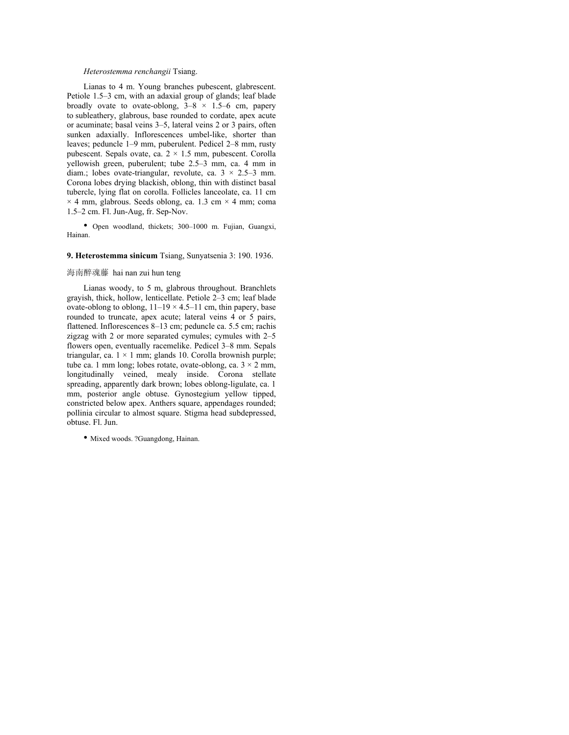*Heterostemma renchangii* Tsiang.

Lianas to 4 m. Young branches pubescent, glabrescent. Petiole 1.5–3 cm, with an adaxial group of glands; leaf blade broadly ovate to ovate-oblong, 3–8 × 1.5–6 cm, papery to subleathery, glabrous, base rounded to cordate, apex acute or acuminate; basal veins 3–5, lateral veins 2 or 3 pairs, often sunken adaxially. Inflorescences umbel-like, shorter than leaves; peduncle 1–9 mm, puberulent. Pedicel 2–8 mm, rusty pubescent. Sepals ovate, ca. 2 × 1.5 mm, pubescent. Corolla yellowish green, puberulent; tube 2.5–3 mm, ca. 4 mm in diam.; lobes ovate-triangular, revolute, ca. 3 × 2.5–3 mm. Corona lobes drying blackish, oblong, thin with distinct basal tubercle, lying flat on corolla. Follicles lanceolate, ca. 11 cm × 4 mm, glabrous. Seeds oblong, ca. 1.3 cm × 4 mm; coma 1.5–2 cm. Fl. Jun-Aug, fr. Sep-Nov.

• Open woodland, thickets; 300–1000 m. Fujian, Guangxi, Hainan.

**9. Heterostemma sinicum** Tsiang, Sunyatsenia 3: 190. 1936.

海南醉魂藤 hai nan zui hun teng

Lianas woody, to 5 m, glabrous throughout. Branchlets grayish, thick, hollow, lenticellate. Petiole 2–3 cm; leaf blade ovate-oblong to oblong, 11–19 × 4.5–11 cm, thin papery, base rounded to truncate, apex acute; lateral veins 4 or 5 pairs, flattened. Inflorescences 8–13 cm; peduncle ca. 5.5 cm; rachis zigzag with 2 or more separated cymules; cymules with 2–5 flowers open, eventually racemelike. Pedicel 3–8 mm. Sepals triangular, ca. 1 × 1 mm; glands 10. Corolla brownish purple; tube ca. 1 mm long; lobes rotate, ovate-oblong, ca. 3 × 2 mm, longitudinally veined, mealy inside. Corona stellate spreading, apparently dark brown; lobes oblong-ligulate, ca. 1 mm, posterior angle obtuse. Gynostegium yellow tipped, constricted below apex. Anthers square, appendages rounded; pollinia circular to almost square. Stigma head subdepressed, obtuse. Fl. Jun.

• Mixed woods. ?Guangdong, Hainan.